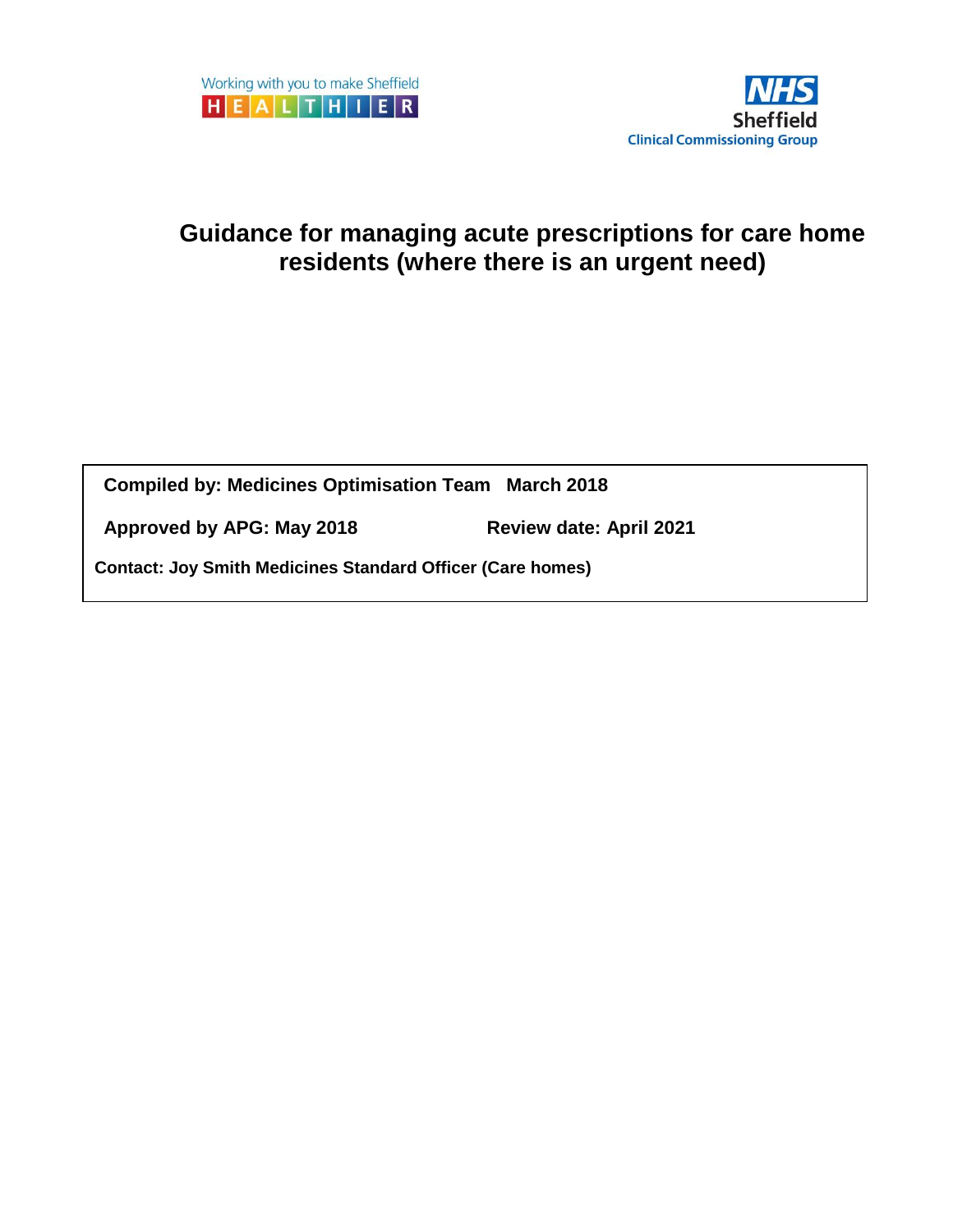Working with you to make Sheffield HEALTHIER

NHS Sheffield Clinical Commissioning Group

# Guidance for managing acute prescriptions for care home residents (where there is an urgent need)

**Compiled by: Medicines Optimisation Team March 2018**

**Approved by APG: May 2018** **Review date: April 2021**

**Contact: Joy Smith Medicines Standard Officer (Care homes)**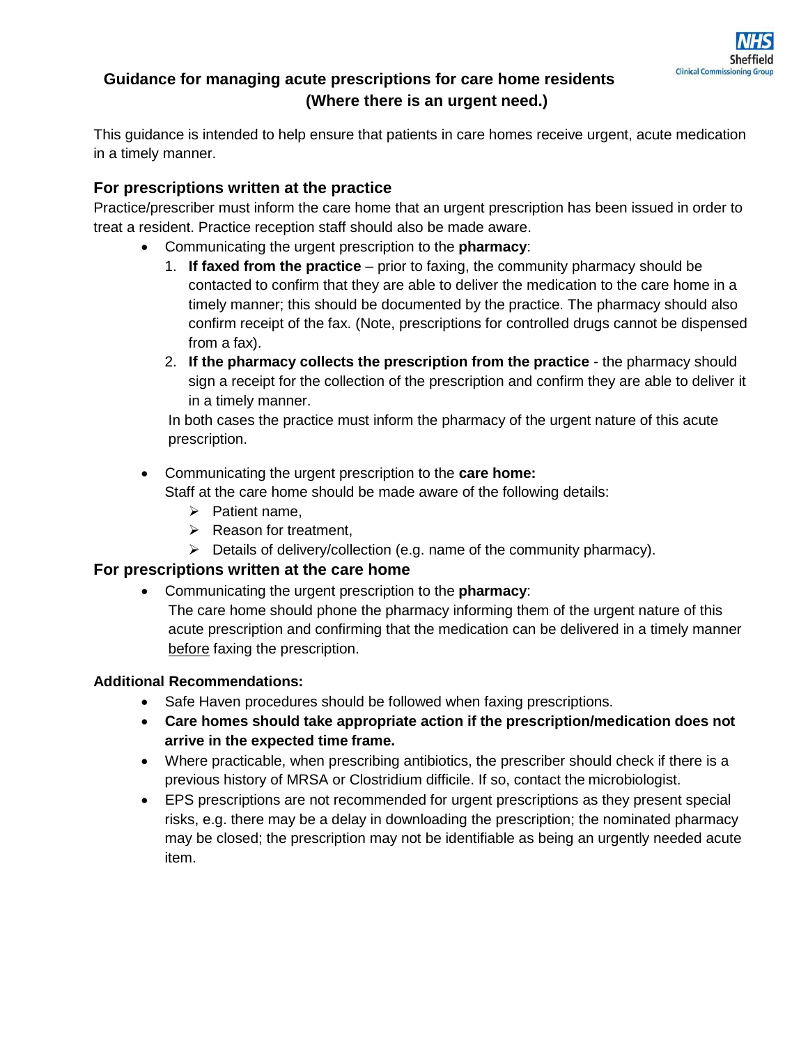# Guidance for managing acute prescriptions for care home residents (Where there is an urgent need.)

This guidance is intended to help ensure that patients in care homes receive urgent, acute medication in a timely manner.

## For prescriptions written at the practice

Practice/prescriber must inform the care home that an urgent prescription has been issued in order to treat a resident. Practice reception staff should also be made aware.

- Communicating the urgent prescription to the **pharmacy**:
  1. **If faxed from the practice** – prior to faxing, the community pharmacy should be contacted to confirm that they are able to deliver the medication to the care home in a timely manner; this should be documented by the practice. The pharmacy should also confirm receipt of the fax. (Note, prescriptions for controlled drugs cannot be dispensed from a fax).
  2. **If the pharmacy collects the prescription from the practice** - the pharmacy should sign a receipt for the collection of the prescription and confirm they are able to deliver it in a timely manner.

  In both cases the practice must inform the pharmacy of the urgent nature of this acute prescription.

- Communicating the urgent prescription to the **care home:**
  Staff at the care home should be made aware of the following details:
  - Patient name,
  - Reason for treatment,
  - Details of delivery/collection (e.g. name of the community pharmacy).

## For prescriptions written at the care home

- Communicating the urgent prescription to the **pharmacy**:
  The care home should phone the pharmacy informing them of the urgent nature of this acute prescription and confirming that the medication can be delivered in a timely manner before faxing the prescription.

**Additional Recommendations:**

- Safe Haven procedures should be followed when faxing prescriptions.
- **Care homes should take appropriate action if the prescription/medication does not arrive in the expected time frame.**
- Where practicable, when prescribing antibiotics, the prescriber should check if there is a previous history of MRSA or Clostridium difficile. If so, contact the microbiologist.
- EPS prescriptions are not recommended for urgent prescriptions as they present special risks, e.g. there may be a delay in downloading the prescription; the nominated pharmacy may be closed; the prescription may not be identifiable as being an urgently needed acute item.